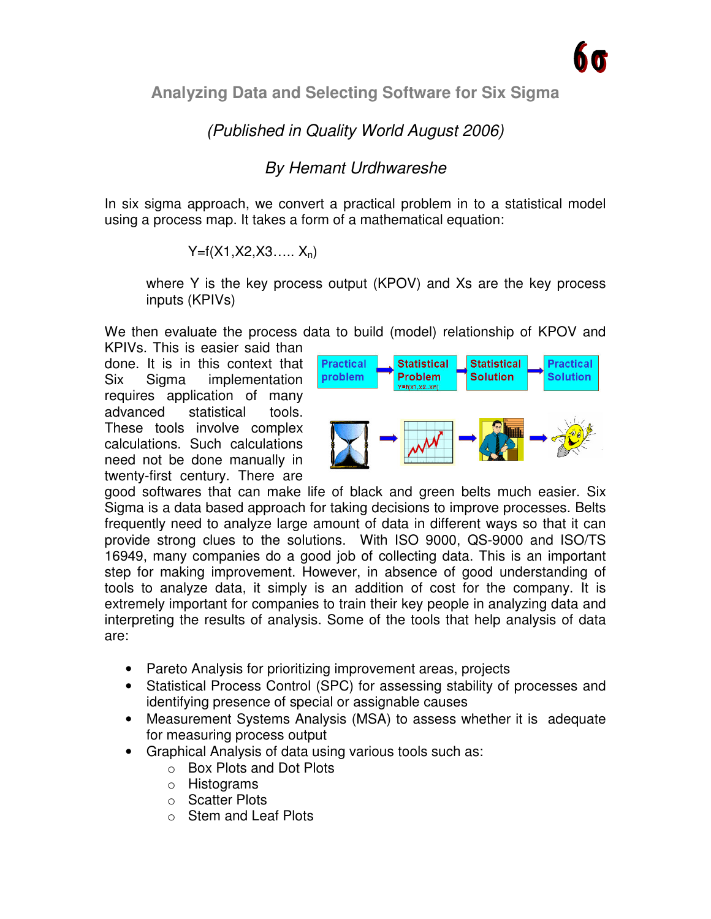# Analyzing Data and Selecting Software for Six Sigma

*(Published in Quality World August 2006)*

*By Hemant Urdhwareshe*

In six sigma approach, we convert a practical problem in to a statistical model using a process map. It takes a form of a mathematical equation:

$$Y=f(X1,X2,X3\ldots\ldots X_n)$$

where Y is the key process output (KPOV) and Xs are the key process inputs (KPIVs)

We then evaluate the process data to build (model) relationship of KPOV and KPIVs. This is easier said than done. It is in this context that Six Sigma implementation requires application of many advanced statistical tools. These tools involve complex calculations. Such calculations need not be done manually in twenty-first century. There are good softwares that can make life of black and green belts much easier. Six Sigma is a data based approach for taking decisions to improve processes. Belts frequently need to analyze large amount of data in different ways so that it can provide strong clues to the solutions. With ISO 9000, QS-9000 and ISO/TS 16949, many companies do a good job of collecting data. This is an important step for making improvement. However, in absence of good understanding of tools to analyze data, it simply is an addition of cost for the company. It is extremely important for companies to train their key people in analyzing data and interpreting the results of analysis. Some of the tools that help analysis of data are:

- Pareto Analysis for prioritizing improvement areas, projects
- Statistical Process Control (SPC) for assessing stability of processes and identifying presence of special or assignable causes
- Measurement Systems Analysis (MSA) to assess whether it is adequate for measuring process output
- Graphical Analysis of data using various tools such as:
  - Box Plots and Dot Plots
  - Histograms
  - Scatter Plots
  - Stem and Leaf Plots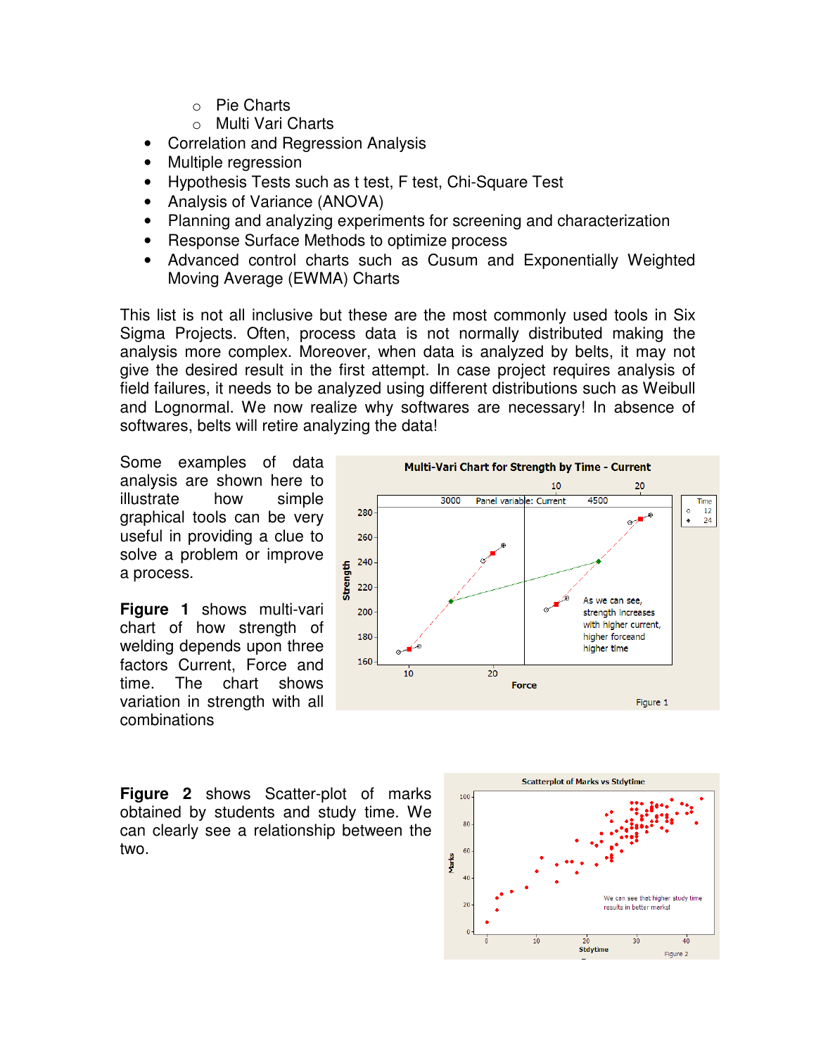- Pie Charts
- Multi Vari Charts

- Correlation and Regression Analysis
- Multiple regression
- Hypothesis Tests such as t test, F test, Chi-Square Test
- Analysis of Variance (ANOVA)
- Planning and analyzing experiments for screening and characterization
- Response Surface Methods to optimize process
- Advanced control charts such as Cusum and Exponentially Weighted Moving Average (EWMA) Charts

This list is not all inclusive but these are the most commonly used tools in Six Sigma Projects. Often, process data is not normally distributed making the analysis more complex. Moreover, when data is analyzed by belts, it may not give the desired result in the first attempt. In case project requires analysis of field failures, it needs to be analyzed using different distributions such as Weibull and Lognormal. We now realize why softwares are necessary! In absence of softwares, belts will retire analyzing the data!

Some examples of data analysis are shown here to illustrate how simple graphical tools can be very useful in providing a clue to solve a problem or improve a process.

**Figure 1** shows multi-vari chart of how strength of welding depends upon three factors Current, Force and time. The chart shows variation in strength with all combinations

**Figure 2** shows Scatter-plot of marks obtained by students and study time. We can clearly see a relationship between the two.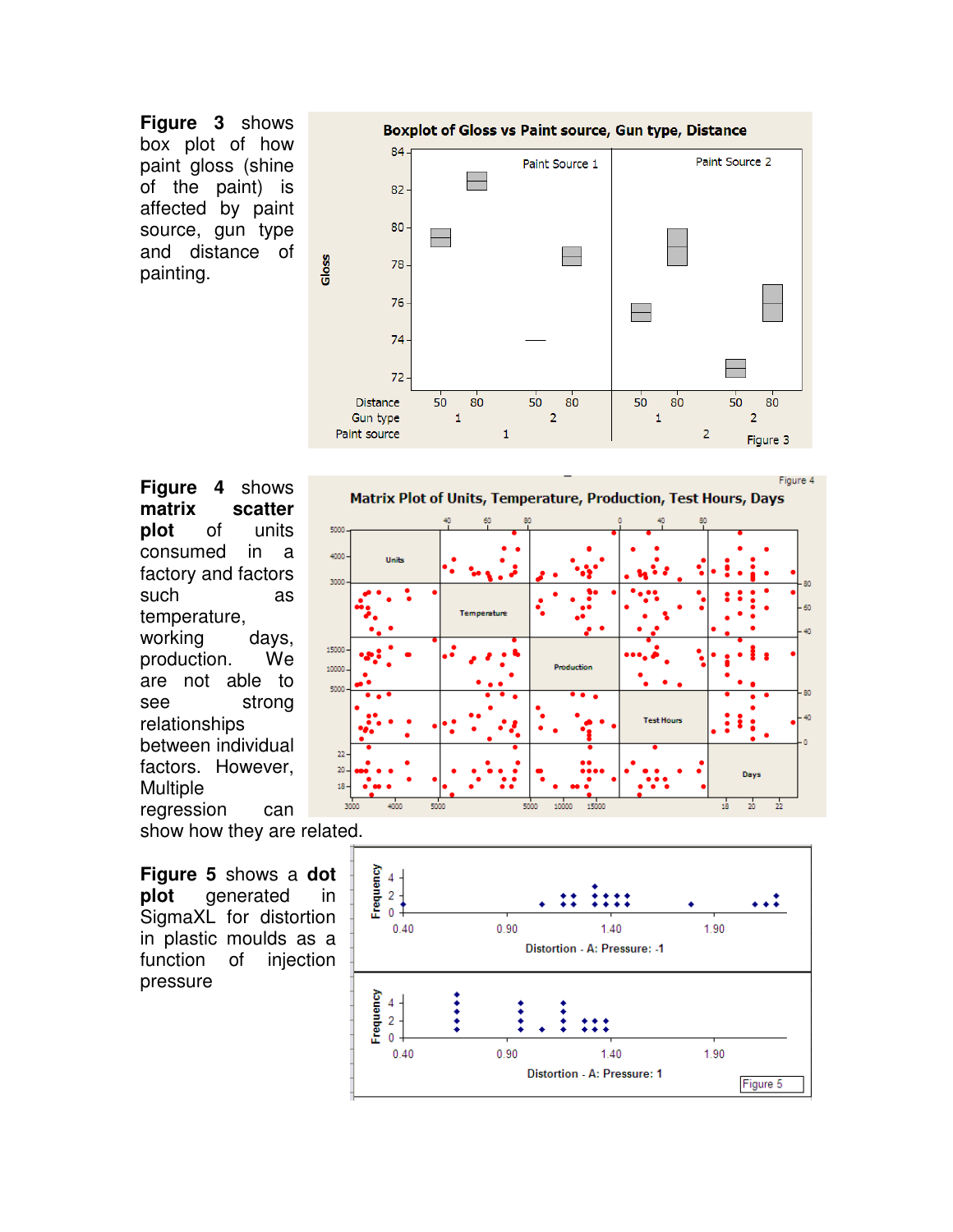**Figure 3** shows box plot of how paint gloss (shine of the paint) is affected by paint source, gun type and distance of painting.

**Figure 4** shows **matrix scatter plot** of units consumed in a factory and factors such as temperature, working days, production. We are not able to see strong relationships between individual factors. However, Multiple regression can show how they are related.

**Figure 5** shows a **dot plot** generated in SigmaXL for distortion in plastic moulds as a function of injection pressure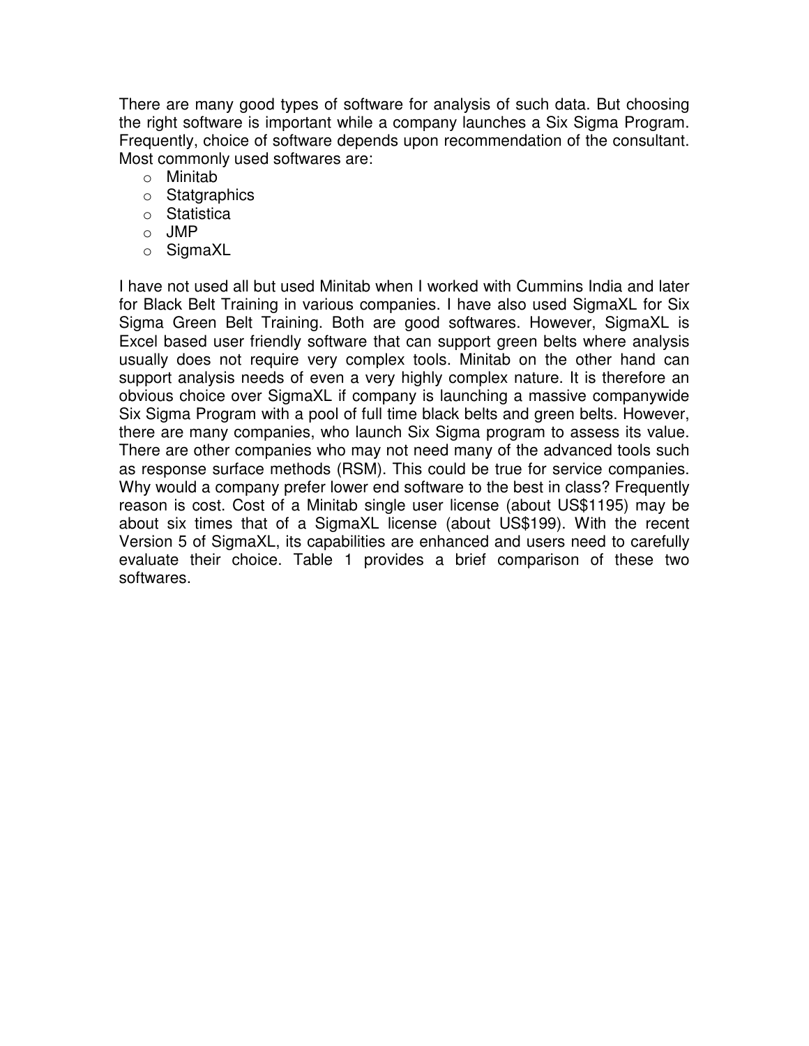There are many good types of software for analysis of such data. But choosing the right software is important while a company launches a Six Sigma Program. Frequently, choice of software depends upon recommendation of the consultant. Most commonly used softwares are:

- Minitab
- Statgraphics
- Statistica
- JMP
- SigmaXL

I have not used all but used Minitab when I worked with Cummins India and later for Black Belt Training in various companies. I have also used SigmaXL for Six Sigma Green Belt Training. Both are good softwares. However, SigmaXL is Excel based user friendly software that can support green belts where analysis usually does not require very complex tools. Minitab on the other hand can support analysis needs of even a very highly complex nature. It is therefore an obvious choice over SigmaXL if company is launching a massive companywide Six Sigma Program with a pool of full time black belts and green belts. However, there are many companies, who launch Six Sigma program to assess its value. There are other companies who may not need many of the advanced tools such as response surface methods (RSM). This could be true for service companies. Why would a company prefer lower end software to the best in class? Frequently reason is cost. Cost of a Minitab single user license (about US$1195) may be about six times that of a SigmaXL license (about US$199). With the recent Version 5 of SigmaXL, its capabilities are enhanced and users need to carefully evaluate their choice. Table 1 provides a brief comparison of these two softwares.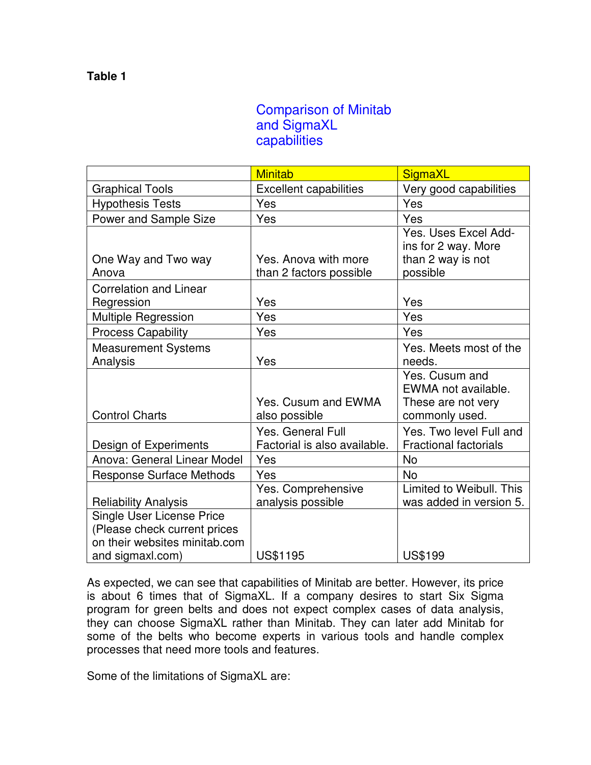**Table 1**

## Comparison of Minitab and SigmaXL capabilities

| | Minitab | SigmaXL |
|---|---|---|
| Graphical Tools | Excellent capabilities | Very good capabilities |
| Hypothesis Tests | Yes | Yes |
| Power and Sample Size | Yes | Yes |
| One Way and Two way Anova | Yes. Anova with more than 2 factors possible | Yes. Uses Excel Add-ins for 2 way. More than 2 way is not possible |
| Correlation and Linear Regression | Yes | Yes |
| Multiple Regression | Yes | Yes |
| Process Capability | Yes | Yes |
| Measurement Systems Analysis | Yes | Yes. Meets most of the needs. |
| Control Charts | Yes. Cusum and EWMA also possible | Yes. Cusum and EWMA not available. These are not very commonly used. |
| Design of Experiments | Yes. General Full Factorial is also available. | Yes. Two level Full and Fractional factorials |
| Anova: General Linear Model | Yes | No |
| Response Surface Methods | Yes | No |
| Reliability Analysis | Yes. Comprehensive analysis possible | Limited to Weibull. This was added in version 5. |
| Single User License Price (Please check current prices on their websites minitab.com and sigmaxl.com) | US$1195 | US$199 |

As expected, we can see that capabilities of Minitab are better. However, its price is about 6 times that of SigmaXL. If a company desires to start Six Sigma program for green belts and does not expect complex cases of data analysis, they can choose SigmaXL rather than Minitab. They can later add Minitab for some of the belts who become experts in various tools and handle complex processes that need more tools and features.

Some of the limitations of SigmaXL are: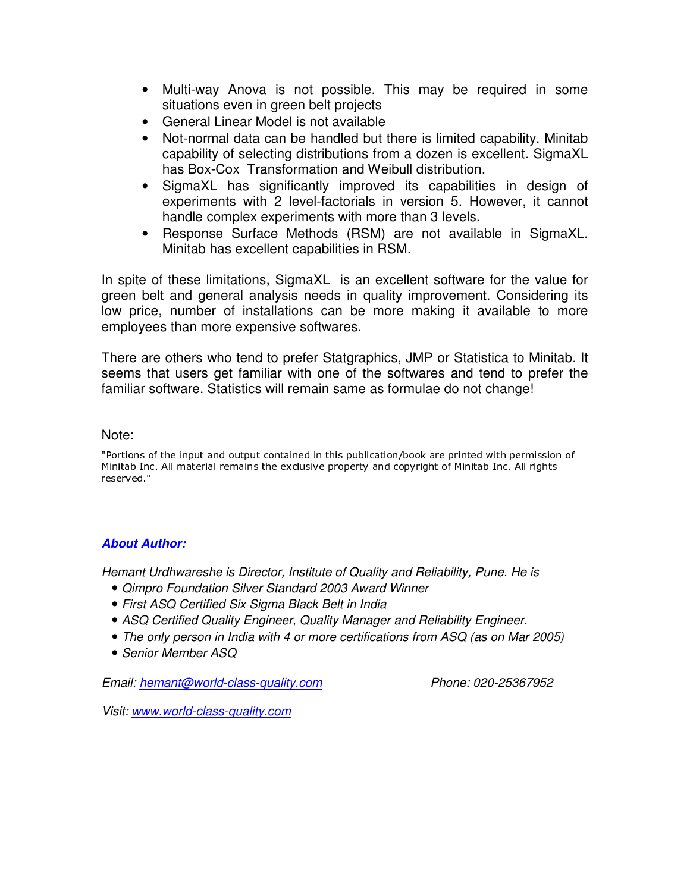- Multi-way Anova is not possible. This may be required in some situations even in green belt projects
- General Linear Model is not available
- Not-normal data can be handled but there is limited capability. Minitab capability of selecting distributions from a dozen is excellent. SigmaXL has Box-Cox Transformation and Weibull distribution.
- SigmaXL has significantly improved its capabilities in design of experiments with 2 level-factorials in version 5. However, it cannot handle complex experiments with more than 3 levels.
- Response Surface Methods (RSM) are not available in SigmaXL. Minitab has excellent capabilities in RSM.

In spite of these limitations, SigmaXL is an excellent software for the value for green belt and general analysis needs in quality improvement. Considering its low price, number of installations can be more making it available to more employees than more expensive softwares.

There are others who tend to prefer Statgraphics, JMP or Statistica to Minitab. It seems that users get familiar with one of the softwares and tend to prefer the familiar software. Statistics will remain same as formulae do not change!

Note:

"Portions of the input and output contained in this publication/book are printed with permission of Minitab Inc. All material remains the exclusive property and copyright of Minitab Inc. All rights reserved."

***About Author:***

*Hemant Urdhwareshe is Director, Institute of Quality and Reliability, Pune. He is*

- *Qimpro Foundation Silver Standard 2003 Award Winner*
- *First ASQ Certified Six Sigma Black Belt in India*
- *ASQ Certified Quality Engineer, Quality Manager and Reliability Engineer.*
- *The only person in India with 4 or more certifications from ASQ (as on Mar 2005)*
- *Senior Member ASQ*

*Email: hemant@world-class-quality.com* *Phone: 020-25367952*

*Visit: www.world-class-quality.com*